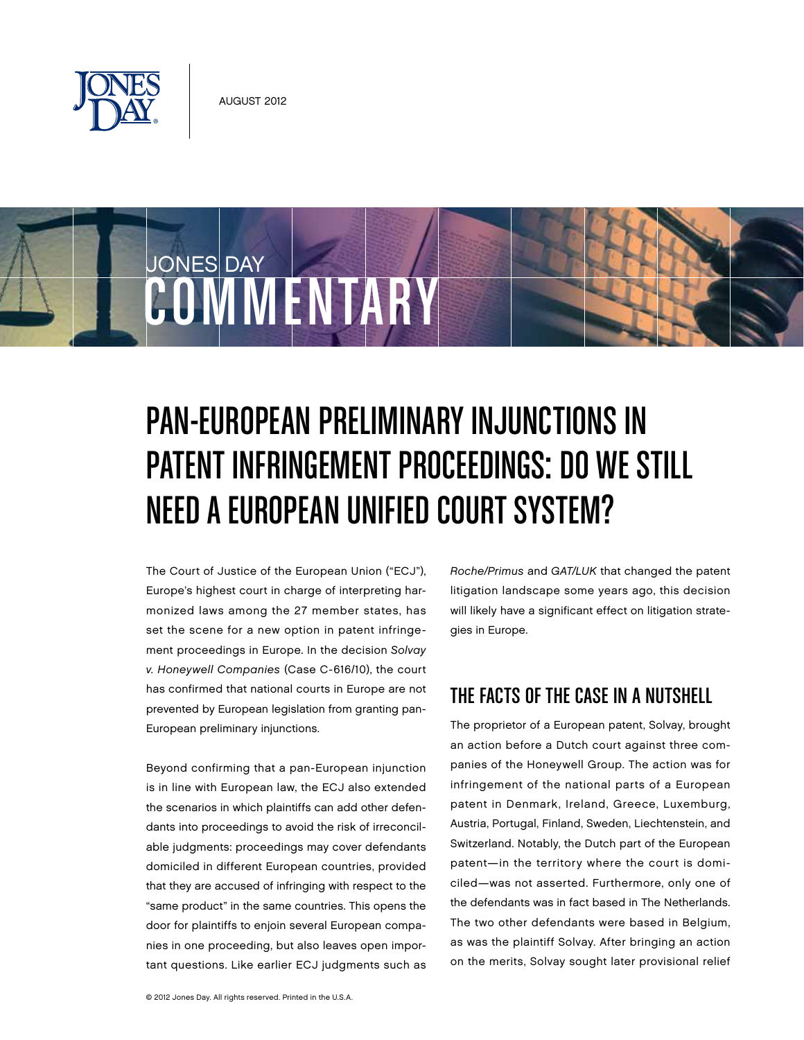AUGUST 2012

# PAN-EUROPEAN PRELIMINARY INJUNCTIONS IN PATENT INFRINGEMENT PROCEEDINGS: DO WE STILL NEED A EUROPEAN UNIFIED COURT SYSTEM?

The Court of Justice of the European Union ("ECJ"), Europe's highest court in charge of interpreting harmonized laws among the 27 member states, has set the scene for a new option in patent infringement proceedings in Europe. In the decision *Solvay v. Honeywell Companies* (Case C-616/10), the court has confirmed that national courts in Europe are not prevented by European legislation from granting pan-European preliminary injunctions.

Beyond confirming that a pan-European injunction is in line with European law, the ECJ also extended the scenarios in which plaintiffs can add other defendants into proceedings to avoid the risk of irreconcilable judgments: proceedings may cover defendants domiciled in different European countries, provided that they are accused of infringing with respect to the "same product" in the same countries. This opens the door for plaintiffs to enjoin several European companies in one proceeding, but also leaves open important questions. Like earlier ECJ judgments such as *Roche/Primus* and *GAT/LUK* that changed the patent litigation landscape some years ago, this decision will likely have a significant effect on litigation strategies in Europe.

## THE FACTS OF THE CASE IN A NUTSHELL

The proprietor of a European patent, Solvay, brought an action before a Dutch court against three companies of the Honeywell Group. The action was for infringement of the national parts of a European patent in Denmark, Ireland, Greece, Luxemburg, Austria, Portugal, Finland, Sweden, Liechtenstein, and Switzerland. Notably, the Dutch part of the European patent—in the territory where the court is domiciled—was not asserted. Furthermore, only one of the defendants was in fact based in The Netherlands. The two other defendants were based in Belgium, as was the plaintiff Solvay. After bringing an action on the merits, Solvay sought later provisional relief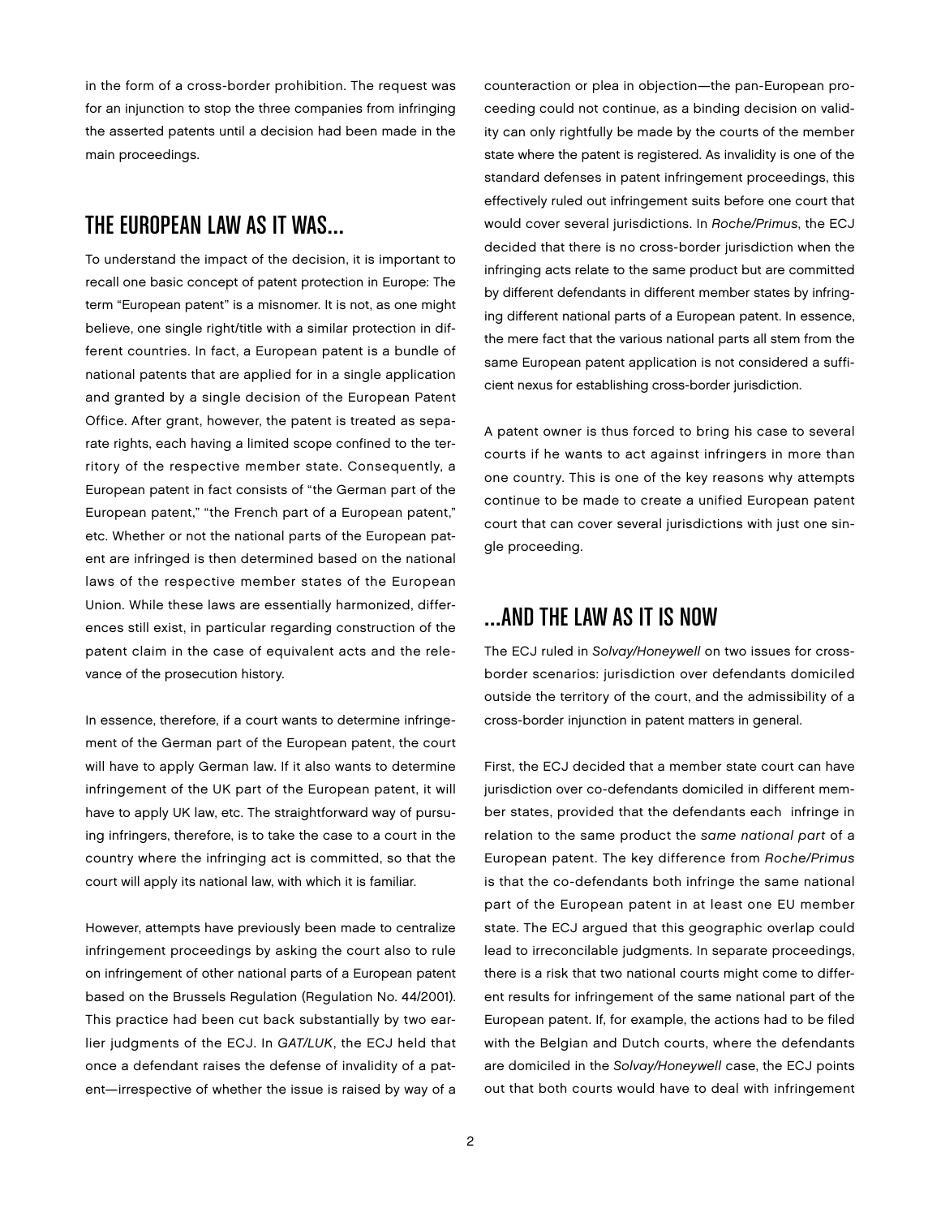in the form of a cross-border prohibition. The request was for an injunction to stop the three companies from infringing the asserted patents until a decision had been made in the main proceedings.

## THE EUROPEAN LAW AS IT WAS...

To understand the impact of the decision, it is important to recall one basic concept of patent protection in Europe: The term "European patent" is a misnomer. It is not, as one might believe, one single right/title with a similar protection in different countries. In fact, a European patent is a bundle of national patents that are applied for in a single application and granted by a single decision of the European Patent Office. After grant, however, the patent is treated as separate rights, each having a limited scope confined to the territory of the respective member state. Consequently, a European patent in fact consists of "the German part of the European patent," "the French part of a European patent," etc. Whether or not the national parts of the European patent are infringed is then determined based on the national laws of the respective member states of the European Union. While these laws are essentially harmonized, differences still exist, in particular regarding construction of the patent claim in the case of equivalent acts and the relevance of the prosecution history.

In essence, therefore, if a court wants to determine infringement of the German part of the European patent, the court will have to apply German law. If it also wants to determine infringement of the UK part of the European patent, it will have to apply UK law, etc. The straightforward way of pursuing infringers, therefore, is to take the case to a court in the country where the infringing act is committed, so that the court will apply its national law, with which it is familiar.

However, attempts have previously been made to centralize infringement proceedings by asking the court also to rule on infringement of other national parts of a European patent based on the Brussels Regulation (Regulation No. 44/2001). This practice had been cut back substantially by two earlier judgments of the ECJ. In *GAT/LUK*, the ECJ held that once a defendant raises the defense of invalidity of a patent—irrespective of whether the issue is raised by way of a counteraction or plea in objection—the pan-European proceeding could not continue, as a binding decision on validity can only rightfully be made by the courts of the member state where the patent is registered. As invalidity is one of the standard defenses in patent infringement proceedings, this effectively ruled out infringement suits before one court that would cover several jurisdictions. In *Roche/Primus*, the ECJ decided that there is no cross-border jurisdiction when the infringing acts relate to the same product but are committed by different defendants in different member states by infringing different national parts of a European patent. In essence, the mere fact that the various national parts all stem from the same European patent application is not considered a sufficient nexus for establishing cross-border jurisdiction.

A patent owner is thus forced to bring his case to several courts if he wants to act against infringers in more than one country. This is one of the key reasons why attempts continue to be made to create a unified European patent court that can cover several jurisdictions with just one single proceeding.

## ...AND THE LAW AS IT IS NOW

The ECJ ruled in *Solvay/Honeywell* on two issues for cross-border scenarios: jurisdiction over defendants domiciled outside the territory of the court, and the admissibility of a cross-border injunction in patent matters in general.

First, the ECJ decided that a member state court can have jurisdiction over co-defendants domiciled in different member states, provided that the defendants each infringe in relation to the same product the *same national part* of a European patent. The key difference from *Roche/Primus* is that the co-defendants both infringe the same national part of the European patent in at least one EU member state. The ECJ argued that this geographic overlap could lead to irreconcilable judgments. In separate proceedings, there is a risk that two national courts might come to different results for infringement of the same national part of the European patent. If, for example, the actions had to be filed with the Belgian and Dutch courts, where the defendants are domiciled in the *Solvay/Honeywell* case, the ECJ points out that both courts would have to deal with infringement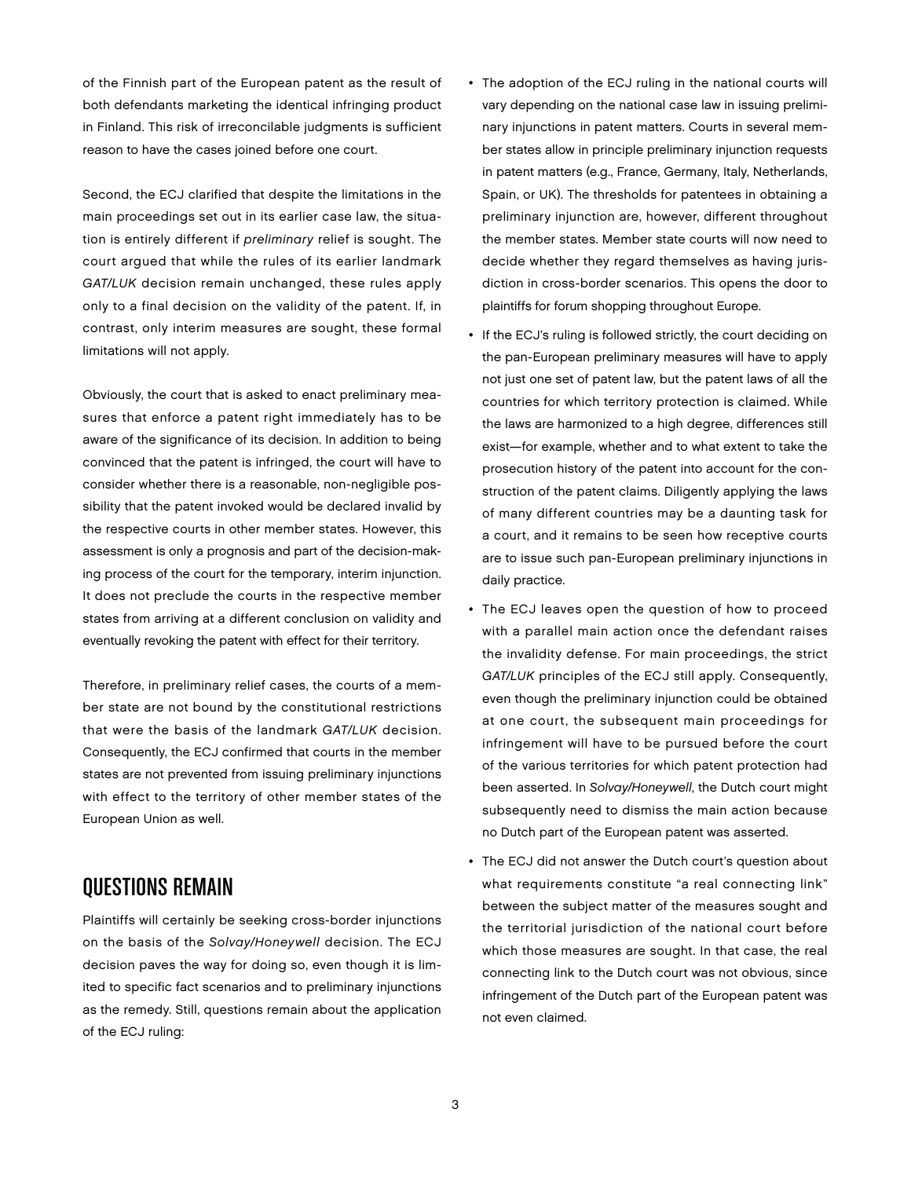of the Finnish part of the European patent as the result of both defendants marketing the identical infringing product in Finland. This risk of irreconcilable judgments is sufficient reason to have the cases joined before one court.

Second, the ECJ clarified that despite the limitations in the main proceedings set out in its earlier case law, the situation is entirely different if *preliminary* relief is sought. The court argued that while the rules of its earlier landmark *GAT/LUK* decision remain unchanged, these rules apply only to a final decision on the validity of the patent. If, in contrast, only interim measures are sought, these formal limitations will not apply.

Obviously, the court that is asked to enact preliminary measures that enforce a patent right immediately has to be aware of the significance of its decision. In addition to being convinced that the patent is infringed, the court will have to consider whether there is a reasonable, non-negligible possibility that the patent invoked would be declared invalid by the respective courts in other member states. However, this assessment is only a prognosis and part of the decision-making process of the court for the temporary, interim injunction. It does not preclude the courts in the respective member states from arriving at a different conclusion on validity and eventually revoking the patent with effect for their territory.

Therefore, in preliminary relief cases, the courts of a member state are not bound by the constitutional restrictions that were the basis of the landmark *GAT/LUK* decision. Consequently, the ECJ confirmed that courts in the member states are not prevented from issuing preliminary injunctions with effect to the territory of other member states of the European Union as well.

## QUESTIONS REMAIN

Plaintiffs will certainly be seeking cross-border injunctions on the basis of the *Solvay/Honeywell* decision. The ECJ decision paves the way for doing so, even though it is limited to specific fact scenarios and to preliminary injunctions as the remedy. Still, questions remain about the application of the ECJ ruling:

- The adoption of the ECJ ruling in the national courts will vary depending on the national case law in issuing preliminary injunctions in patent matters. Courts in several member states allow in principle preliminary injunction requests in patent matters (e.g., France, Germany, Italy, Netherlands, Spain, or UK). The thresholds for patentees in obtaining a preliminary injunction are, however, different throughout the member states. Member state courts will now need to decide whether they regard themselves as having jurisdiction in cross-border scenarios. This opens the door to plaintiffs for forum shopping throughout Europe.
- If the ECJ's ruling is followed strictly, the court deciding on the pan-European preliminary measures will have to apply not just one set of patent law, but the patent laws of all the countries for which territory protection is claimed. While the laws are harmonized to a high degree, differences still exist—for example, whether and to what extent to take the prosecution history of the patent into account for the construction of the patent claims. Diligently applying the laws of many different countries may be a daunting task for a court, and it remains to be seen how receptive courts are to issue such pan-European preliminary injunctions in daily practice.
- The ECJ leaves open the question of how to proceed with a parallel main action once the defendant raises the invalidity defense. For main proceedings, the strict *GAT/LUK* principles of the ECJ still apply. Consequently, even though the preliminary injunction could be obtained at one court, the subsequent main proceedings for infringement will have to be pursued before the court of the various territories for which patent protection had been asserted. In *Solvay/Honeywell*, the Dutch court might subsequently need to dismiss the main action because no Dutch part of the European patent was asserted.
- The ECJ did not answer the Dutch court's question about what requirements constitute "a real connecting link" between the subject matter of the measures sought and the territorial jurisdiction of the national court before which those measures are sought. In that case, the real connecting link to the Dutch court was not obvious, since infringement of the Dutch part of the European patent was not even claimed.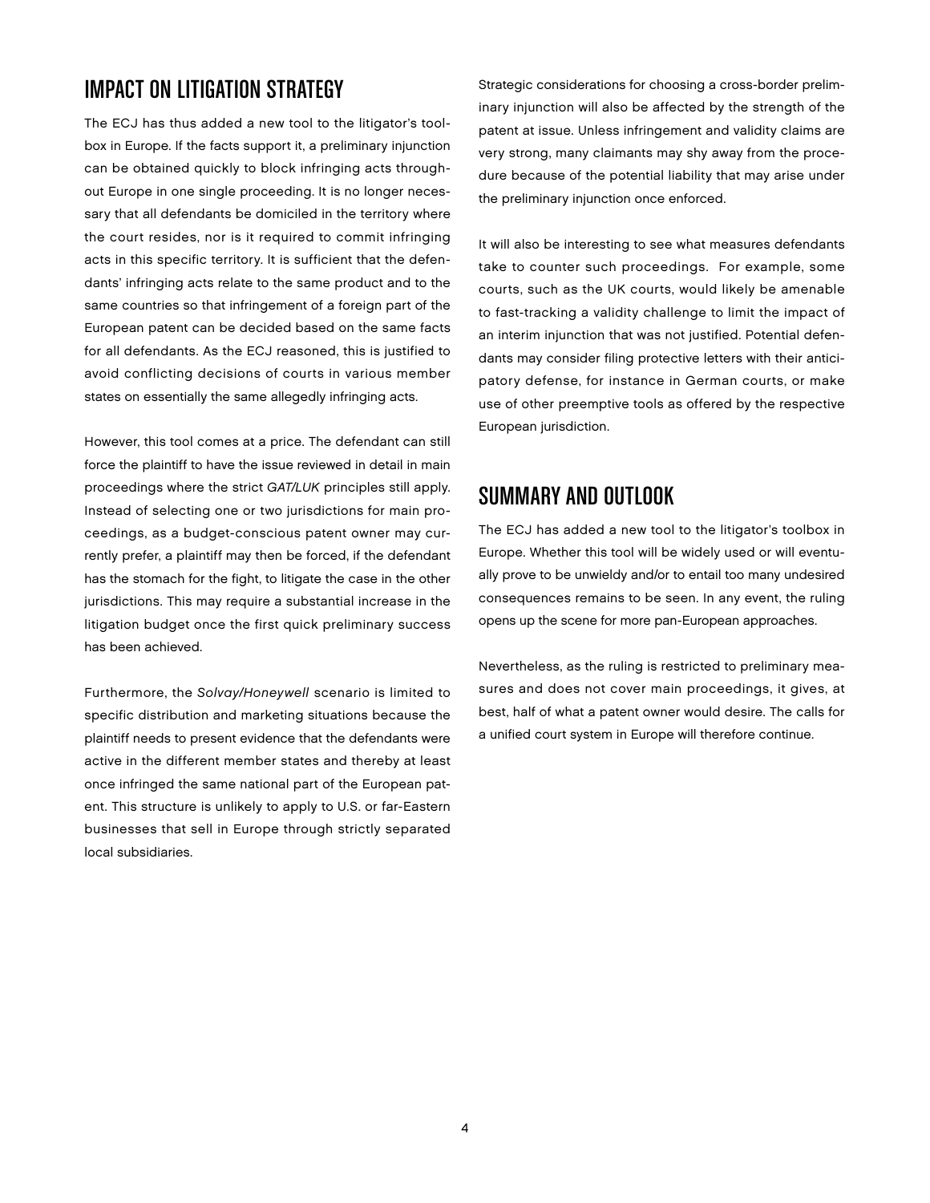## IMPACT ON LITIGATION STRATEGY

The ECJ has thus added a new tool to the litigator's toolbox in Europe. If the facts support it, a preliminary injunction can be obtained quickly to block infringing acts throughout Europe in one single proceeding. It is no longer necessary that all defendants be domiciled in the territory where the court resides, nor is it required to commit infringing acts in this specific territory. It is sufficient that the defendants' infringing acts relate to the same product and to the same countries so that infringement of a foreign part of the European patent can be decided based on the same facts for all defendants. As the ECJ reasoned, this is justified to avoid conflicting decisions of courts in various member states on essentially the same allegedly infringing acts.

However, this tool comes at a price. The defendant can still force the plaintiff to have the issue reviewed in detail in main proceedings where the strict *GAT/LUK* principles still apply. Instead of selecting one or two jurisdictions for main proceedings, as a budget-conscious patent owner may currently prefer, a plaintiff may then be forced, if the defendant has the stomach for the fight, to litigate the case in the other jurisdictions. This may require a substantial increase in the litigation budget once the first quick preliminary success has been achieved.

Furthermore, the *Solvay/Honeywell* scenario is limited to specific distribution and marketing situations because the plaintiff needs to present evidence that the defendants were active in the different member states and thereby at least once infringed the same national part of the European patent. This structure is unlikely to apply to U.S. or far-Eastern businesses that sell in Europe through strictly separated local subsidiaries.

Strategic considerations for choosing a cross-border preliminary injunction will also be affected by the strength of the patent at issue. Unless infringement and validity claims are very strong, many claimants may shy away from the procedure because of the potential liability that may arise under the preliminary injunction once enforced.

It will also be interesting to see what measures defendants take to counter such proceedings. For example, some courts, such as the UK courts, would likely be amenable to fast-tracking a validity challenge to limit the impact of an interim injunction that was not justified. Potential defendants may consider filing protective letters with their anticipatory defense, for instance in German courts, or make use of other preemptive tools as offered by the respective European jurisdiction.

## SUMMARY AND OUTLOOK

The ECJ has added a new tool to the litigator's toolbox in Europe. Whether this tool will be widely used or will eventually prove to be unwieldy and/or to entail too many undesired consequences remains to be seen. In any event, the ruling opens up the scene for more pan-European approaches.

Nevertheless, as the ruling is restricted to preliminary measures and does not cover main proceedings, it gives, at best, half of what a patent owner would desire. The calls for a unified court system in Europe will therefore continue.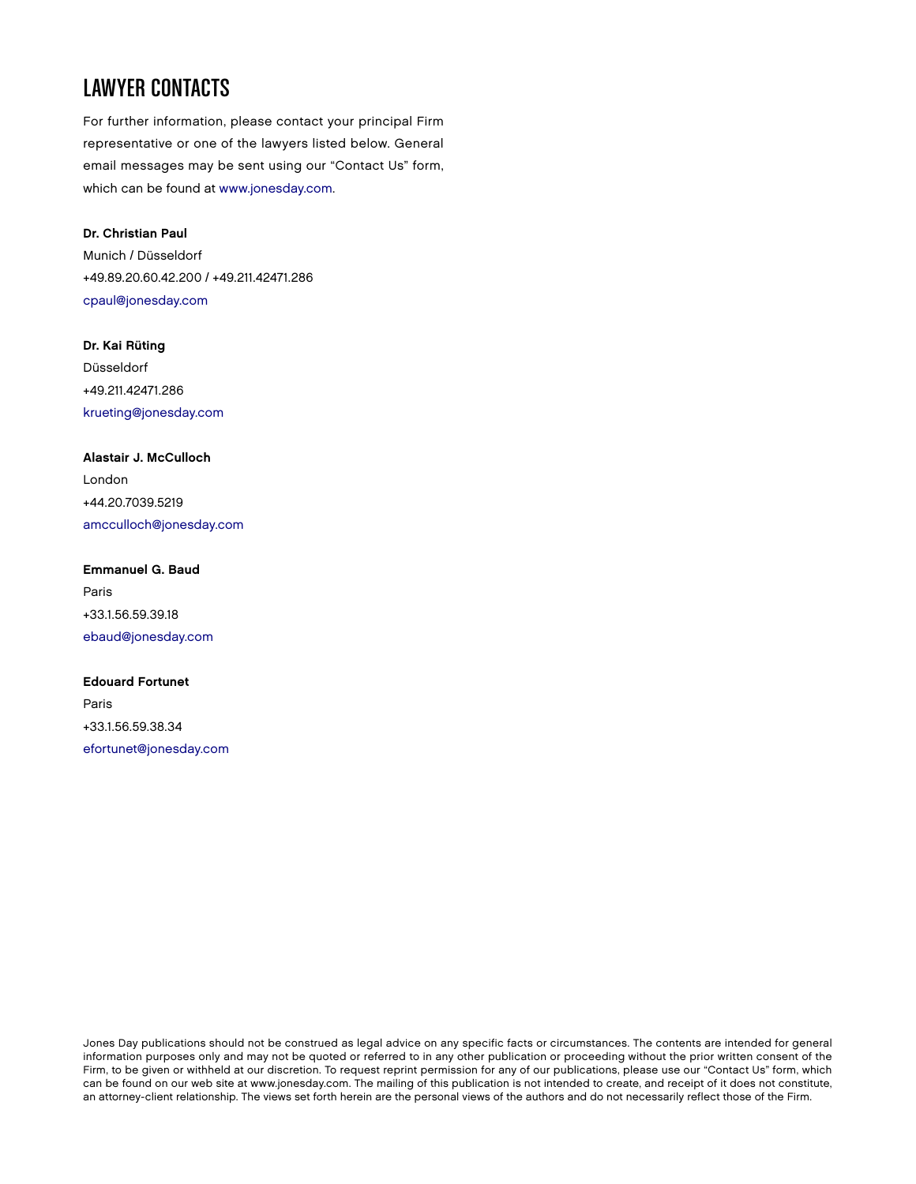## LAWYER CONTACTS

For further information, please contact your principal Firm representative or one of the lawyers listed below. General email messages may be sent using our "Contact Us" form, which can be found at www.jonesday.com.

**Dr. Christian Paul**
Munich / Düsseldorf
+49.89.20.60.42.200 / +49.211.42471.286
cpaul@jonesday.com

**Dr. Kai Rüting**
Düsseldorf
+49.211.42471.286
krueting@jonesday.com

**Alastair J. McCulloch**
London
+44.20.7039.5219
amcculloch@jonesday.com

**Emmanuel G. Baud**
Paris
+33.1.56.59.39.18
ebaud@jonesday.com

**Edouard Fortunet**
Paris
+33.1.56.59.38.34
efortunet@jonesday.com

Jones Day publications should not be construed as legal advice on any specific facts or circumstances. The contents are intended for general information purposes only and may not be quoted or referred to in any other publication or proceeding without the prior written consent of the Firm, to be given or withheld at our discretion. To request reprint permission for any of our publications, please use our "Contact Us" form, which can be found on our web site at www.jonesday.com. The mailing of this publication is not intended to create, and receipt of it does not constitute, an attorney-client relationship. The views set forth herein are the personal views of the authors and do not necessarily reflect those of the Firm.